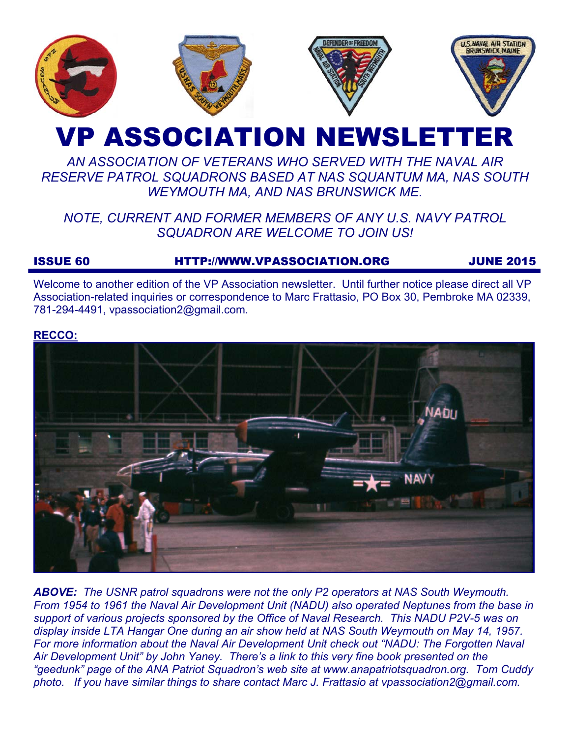# VP ASSOCIATION NEWSLETTER

*AN ASSOCIATION OF VETERANS WHO SERVED WITH THE NAVAL AIR RESERVE PATROL SQUADRONS BASED AT NAS SQUANTUM MA, NAS SOUTH WEYMOUTH MA, AND NAS BRUNSWICK ME.*

*NOTE, CURRENT AND FORMER MEMBERS OF ANY U.S. NAVY PATROL SQUADRON ARE WELCOME TO JOIN US!*

**ISSUE 60** **HTTP://WWW.VPASSOCIATION.ORG** **JUNE 2015**

Welcome to another edition of the VP Association newsletter. Until further notice please direct all VP Association-related inquiries or correspondence to Marc Frattasio, PO Box 30, Pembroke MA 02339, 781-294-4491, vpassociation2@gmail.com.

**RECCO:**

***ABOVE:*** *The USNR patrol squadrons were not the only P2 operators at NAS South Weymouth. From 1954 to 1961 the Naval Air Development Unit (NADU) also operated Neptunes from the base in support of various projects sponsored by the Office of Naval Research. This NADU P2V-5 was on display inside LTA Hangar One during an air show held at NAS South Weymouth on May 14, 1957. For more information about the Naval Air Development Unit check out "NADU: The Forgotten Naval Air Development Unit" by John Yaney. There's a link to this very fine book presented on the "geedunk" page of the ANA Patriot Squadron's web site at www.anapatriotsquadron.org. Tom Cuddy photo. If you have similar things to share contact Marc J. Frattasio at vpassociation2@gmail.com.*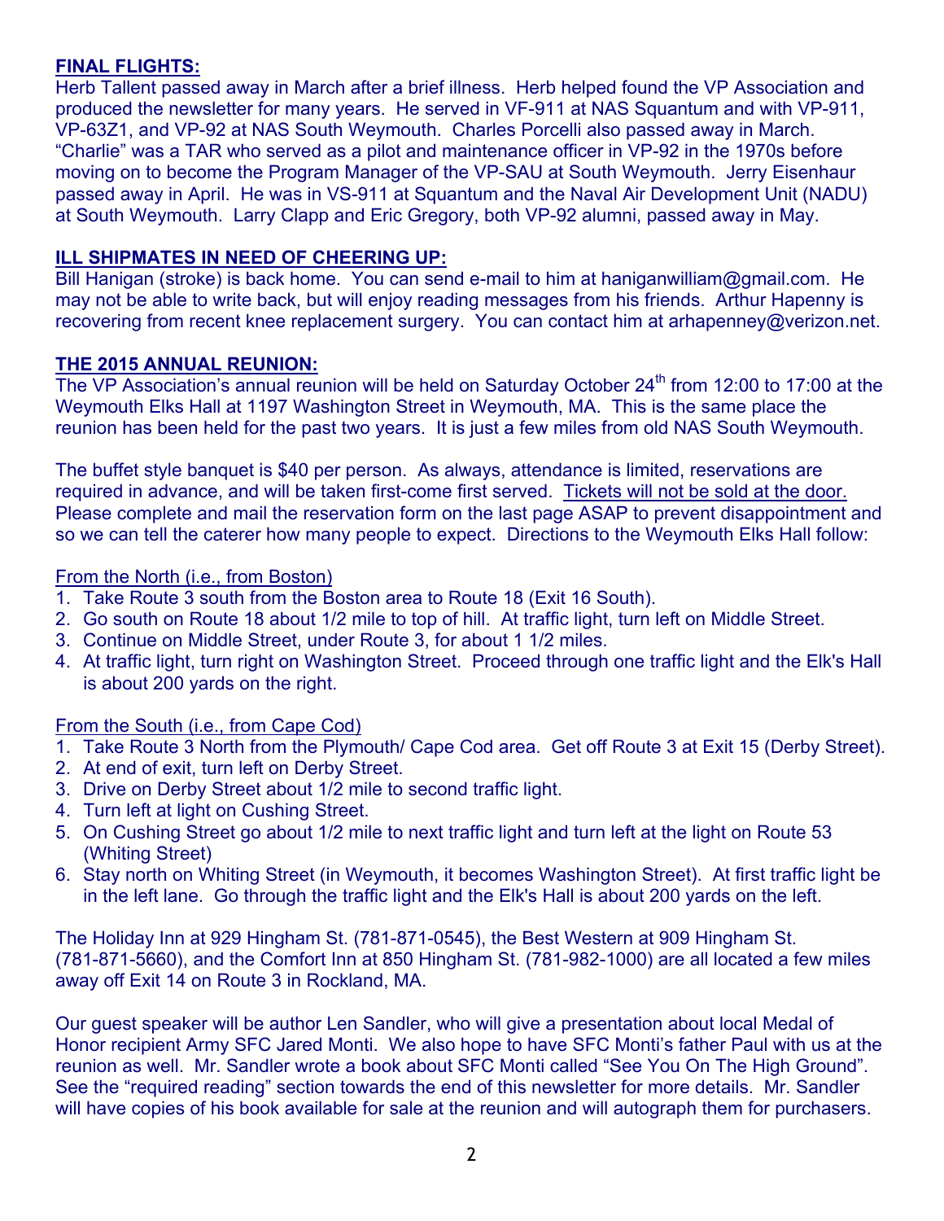## FINAL FLIGHTS:

Herb Tallent passed away in March after a brief illness. Herb helped found the VP Association and produced the newsletter for many years. He served in VF-911 at NAS Squantum and with VP-911, VP-63Z1, and VP-92 at NAS South Weymouth. Charles Porcelli also passed away in March. "Charlie" was a TAR who served as a pilot and maintenance officer in VP-92 in the 1970s before moving on to become the Program Manager of the VP-SAU at South Weymouth. Jerry Eisenhaur passed away in April. He was in VS-911 at Squantum and the Naval Air Development Unit (NADU) at South Weymouth. Larry Clapp and Eric Gregory, both VP-92 alumni, passed away in May.

## ILL SHIPMATES IN NEED OF CHEERING UP:

Bill Hanigan (stroke) is back home. You can send e-mail to him at haniganwilliam@gmail.com. He may not be able to write back, but will enjoy reading messages from his friends. Arthur Hapenny is recovering from recent knee replacement surgery. You can contact him at arhapenney@verizon.net.

## THE 2015 ANNUAL REUNION:

The VP Association's annual reunion will be held on Saturday October 24th from 12:00 to 17:00 at the Weymouth Elks Hall at 1197 Washington Street in Weymouth, MA. This is the same place the reunion has been held for the past two years. It is just a few miles from old NAS South Weymouth.

The buffet style banquet is $40 per person. As always, attendance is limited, reservations are required in advance, and will be taken first-come first served. Tickets will not be sold at the door. Please complete and mail the reservation form on the last page ASAP to prevent disappointment and so we can tell the caterer how many people to expect. Directions to the Weymouth Elks Hall follow:

From the North (i.e., from Boston)

1. Take Route 3 south from the Boston area to Route 18 (Exit 16 South).
2. Go south on Route 18 about 1/2 mile to top of hill. At traffic light, turn left on Middle Street.
3. Continue on Middle Street, under Route 3, for about 1 1/2 miles.
4. At traffic light, turn right on Washington Street. Proceed through one traffic light and the Elk's Hall is about 200 yards on the right.

From the South (i.e., from Cape Cod)

1. Take Route 3 North from the Plymouth/ Cape Cod area. Get off Route 3 at Exit 15 (Derby Street).
2. At end of exit, turn left on Derby Street.
3. Drive on Derby Street about 1/2 mile to second traffic light.
4. Turn left at light on Cushing Street.
5. On Cushing Street go about 1/2 mile to next traffic light and turn left at the light on Route 53 (Whiting Street)
6. Stay north on Whiting Street (in Weymouth, it becomes Washington Street). At first traffic light be in the left lane. Go through the traffic light and the Elk's Hall is about 200 yards on the left.

The Holiday Inn at 929 Hingham St. (781-871-0545), the Best Western at 909 Hingham St. (781-871-5660), and the Comfort Inn at 850 Hingham St. (781-982-1000) are all located a few miles away off Exit 14 on Route 3 in Rockland, MA.

Our guest speaker will be author Len Sandler, who will give a presentation about local Medal of Honor recipient Army SFC Jared Monti. We also hope to have SFC Monti's father Paul with us at the reunion as well. Mr. Sandler wrote a book about SFC Monti called "See You On The High Ground". See the "required reading" section towards the end of this newsletter for more details. Mr. Sandler will have copies of his book available for sale at the reunion and will autograph them for purchasers.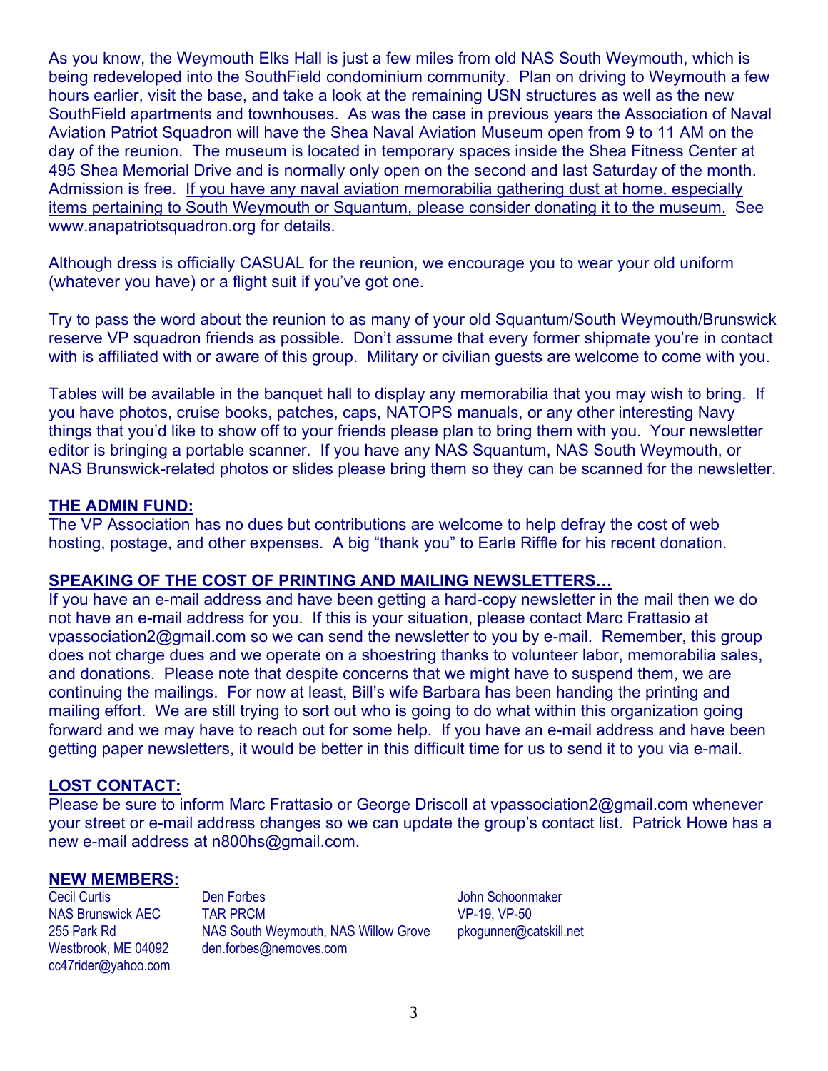As you know, the Weymouth Elks Hall is just a few miles from old NAS South Weymouth, which is being redeveloped into the SouthField condominium community. Plan on driving to Weymouth a few hours earlier, visit the base, and take a look at the remaining USN structures as well as the new SouthField apartments and townhouses. As was the case in previous years the Association of Naval Aviation Patriot Squadron will have the Shea Naval Aviation Museum open from 9 to 11 AM on the day of the reunion. The museum is located in temporary spaces inside the Shea Fitness Center at 495 Shea Memorial Drive and is normally only open on the second and last Saturday of the month. Admission is free. If you have any naval aviation memorabilia gathering dust at home, especially items pertaining to South Weymouth or Squantum, please consider donating it to the museum. See www.anapatriotsquadron.org for details.

Although dress is officially CASUAL for the reunion, we encourage you to wear your old uniform (whatever you have) or a flight suit if you've got one.

Try to pass the word about the reunion to as many of your old Squantum/South Weymouth/Brunswick reserve VP squadron friends as possible. Don't assume that every former shipmate you're in contact with is affiliated with or aware of this group. Military or civilian guests are welcome to come with you.

Tables will be available in the banquet hall to display any memorabilia that you may wish to bring. If you have photos, cruise books, patches, caps, NATOPS manuals, or any other interesting Navy things that you'd like to show off to your friends please plan to bring them with you. Your newsletter editor is bringing a portable scanner. If you have any NAS Squantum, NAS South Weymouth, or NAS Brunswick-related photos or slides please bring them so they can be scanned for the newsletter.

## THE ADMIN FUND:

The VP Association has no dues but contributions are welcome to help defray the cost of web hosting, postage, and other expenses. A big "thank you" to Earle Riffle for his recent donation.

## SPEAKING OF THE COST OF PRINTING AND MAILING NEWSLETTERS…

If you have an e-mail address and have been getting a hard-copy newsletter in the mail then we do not have an e-mail address for you. If this is your situation, please contact Marc Frattasio at vpassociation2@gmail.com so we can send the newsletter to you by e-mail. Remember, this group does not charge dues and we operate on a shoestring thanks to volunteer labor, memorabilia sales, and donations. Please note that despite concerns that we might have to suspend them, we are continuing the mailings. For now at least, Bill's wife Barbara has been handing the printing and mailing effort. We are still trying to sort out who is going to do what within this organization going forward and we may have to reach out for some help. If you have an e-mail address and have been getting paper newsletters, it would be better in this difficult time for us to send it to you via e-mail.

## LOST CONTACT:

Please be sure to inform Marc Frattasio or George Driscoll at vpassociation2@gmail.com whenever your street or e-mail address changes so we can update the group's contact list. Patrick Howe has a new e-mail address at n800hs@gmail.com.

## NEW MEMBERS:

Cecil Curtis
NAS Brunswick AEC
255 Park Rd
Westbrook, ME 04092
cc47rider@yahoo.com

Den Forbes
TAR PRCM
NAS South Weymouth, NAS Willow Grove
den.forbes@nemoves.com

John Schoonmaker
VP-19, VP-50
pkogunner@catskill.net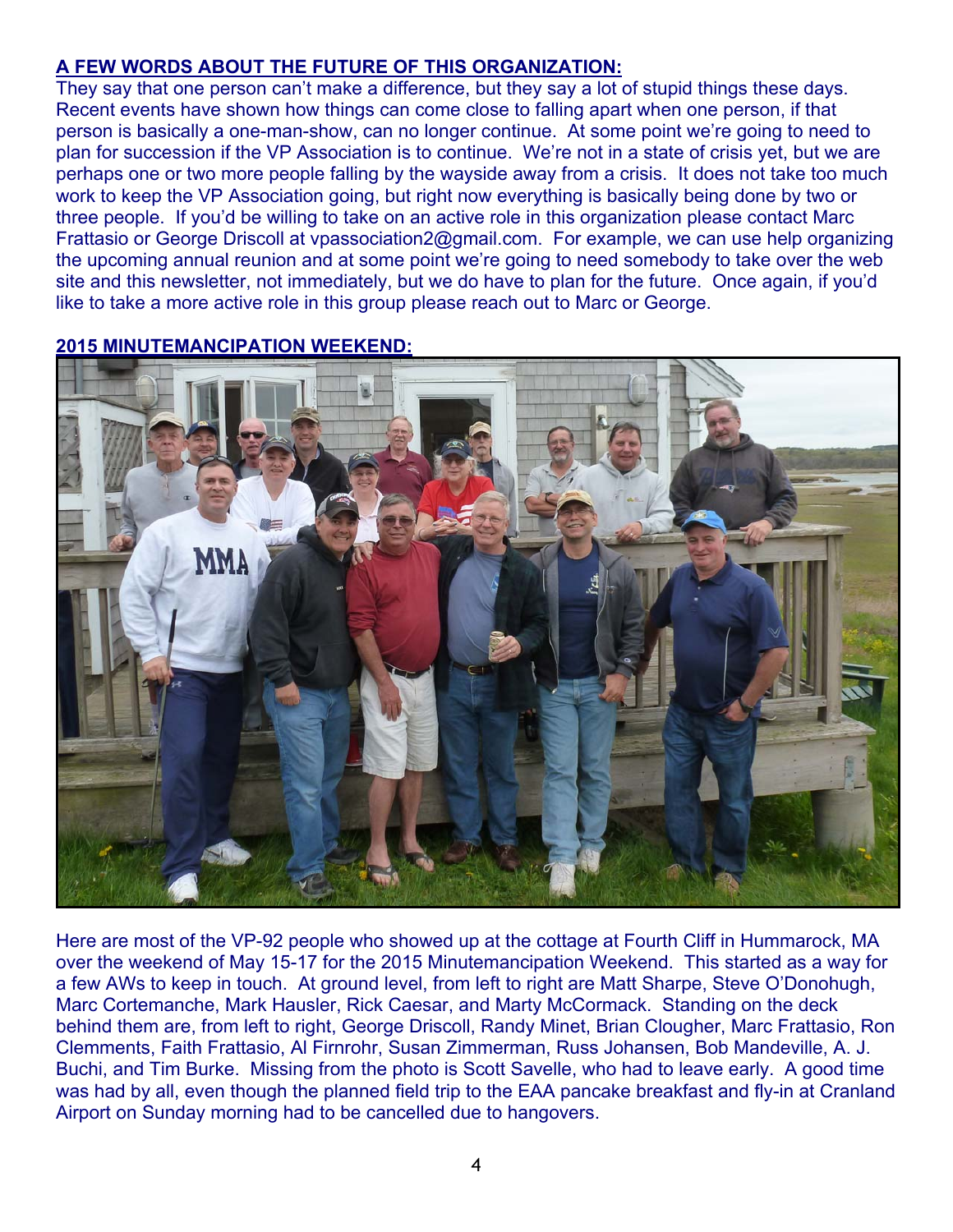## A FEW WORDS ABOUT THE FUTURE OF THIS ORGANIZATION:

They say that one person can't make a difference, but they say a lot of stupid things these days. Recent events have shown how things can come close to falling apart when one person, if that person is basically a one-man-show, can no longer continue. At some point we're going to need to plan for succession if the VP Association is to continue. We're not in a state of crisis yet, but we are perhaps one or two more people falling by the wayside away from a crisis. It does not take too much work to keep the VP Association going, but right now everything is basically being done by two or three people. If you'd be willing to take on an active role in this organization please contact Marc Frattasio or George Driscoll at vpassociation2@gmail.com. For example, we can use help organizing the upcoming annual reunion and at some point we're going to need somebody to take over the web site and this newsletter, not immediately, but we do have to plan for the future. Once again, if you'd like to take a more active role in this group please reach out to Marc or George.

## 2015 MINUTEMANCIPATION WEEKEND:

Here are most of the VP-92 people who showed up at the cottage at Fourth Cliff in Hummarock, MA over the weekend of May 15-17 for the 2015 Minutemancipation Weekend. This started as a way for a few AWs to keep in touch. At ground level, from left to right are Matt Sharpe, Steve O'Donohugh, Marc Cortemanche, Mark Hausler, Rick Caesar, and Marty McCormack. Standing on the deck behind them are, from left to right, George Driscoll, Randy Minet, Brian Clougher, Marc Frattasio, Ron Clemments, Faith Frattasio, Al Firnrohr, Susan Zimmerman, Russ Johansen, Bob Mandeville, A. J. Buchi, and Tim Burke. Missing from the photo is Scott Savelle, who had to leave early. A good time was had by all, even though the planned field trip to the EAA pancake breakfast and fly-in at Cranland Airport on Sunday morning had to be cancelled due to hangovers.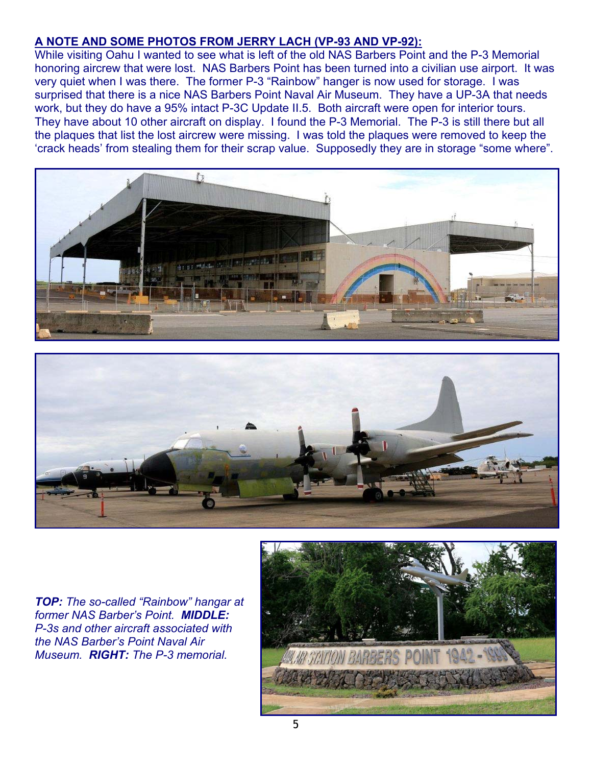## A NOTE AND SOME PHOTOS FROM JERRY LACH (VP-93 AND VP-92):

While visiting Oahu I wanted to see what is left of the old NAS Barbers Point and the P-3 Memorial honoring aircrew that were lost. NAS Barbers Point has been turned into a civilian use airport. It was very quiet when I was there. The former P-3 "Rainbow" hanger is now used for storage. I was surprised that there is a nice NAS Barbers Point Naval Air Museum. They have a UP-3A that needs work, but they do have a 95% intact P-3C Update II.5. Both aircraft were open for interior tours. They have about 10 other aircraft on display. I found the P-3 Memorial. The P-3 is still there but all the plaques that list the lost aircrew were missing. I was told the plaques were removed to keep the 'crack heads' from stealing them for their scrap value. Supposedly they are in storage "some where".

***TOP:*** *The so-called "Rainbow" hangar at former NAS Barber's Point.* ***MIDDLE:*** *P-3s and other aircraft associated with the NAS Barber's Point Naval Air Museum.* ***RIGHT:*** *The P-3 memorial.*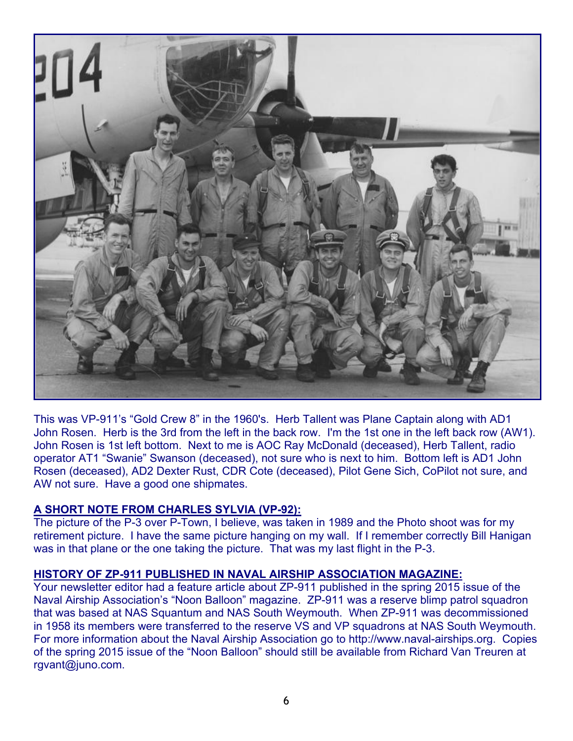This was VP-911's "Gold Crew 8" in the 1960's. Herb Tallent was Plane Captain along with AD1 John Rosen. Herb is the 3rd from the left in the back row. I'm the 1st one in the left back row (AW1). John Rosen is 1st left bottom. Next to me is AOC Ray McDonald (deceased), Herb Tallent, radio operator AT1 "Swanie" Swanson (deceased), not sure who is next to him. Bottom left is AD1 John Rosen (deceased), AD2 Dexter Rust, CDR Cote (deceased), Pilot Gene Sich, CoPilot not sure, and AW not sure. Have a good one shipmates.

## A SHORT NOTE FROM CHARLES SYLVIA (VP-92):

The picture of the P-3 over P-Town, I believe, was taken in 1989 and the Photo shoot was for my retirement picture. I have the same picture hanging on my wall. If I remember correctly Bill Hanigan was in that plane or the one taking the picture. That was my last flight in the P-3.

## HISTORY OF ZP-911 PUBLISHED IN NAVAL AIRSHIP ASSOCIATION MAGAZINE:

Your newsletter editor had a feature article about ZP-911 published in the spring 2015 issue of the Naval Airship Association's "Noon Balloon" magazine. ZP-911 was a reserve blimp patrol squadron that was based at NAS Squantum and NAS South Weymouth. When ZP-911 was decommissioned in 1958 its members were transferred to the reserve VS and VP squadrons at NAS South Weymouth. For more information about the Naval Airship Association go to http://www.naval-airships.org. Copies of the spring 2015 issue of the "Noon Balloon" should still be available from Richard Van Treuren at rgvant@juno.com.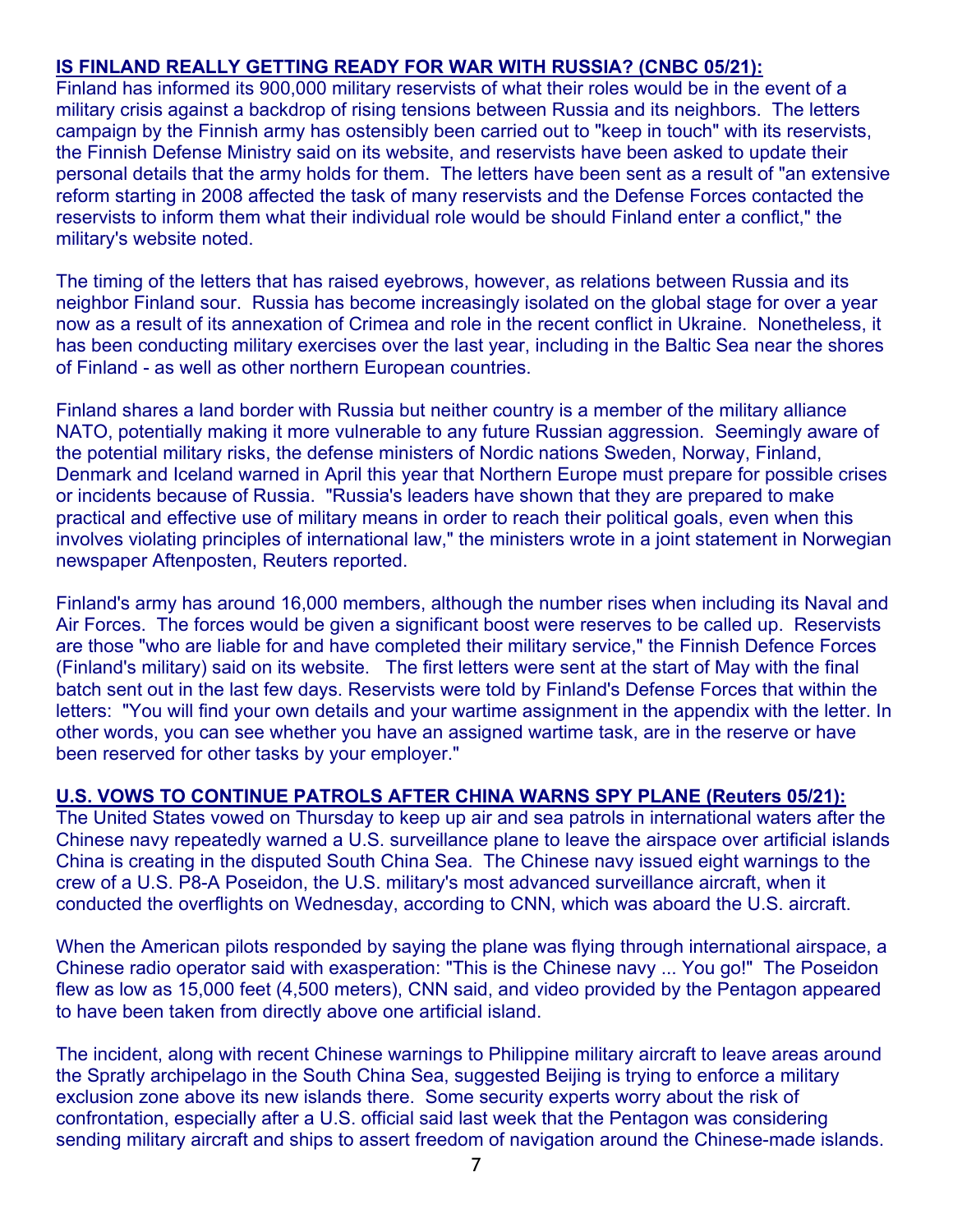**IS FINLAND REALLY GETTING READY FOR WAR WITH RUSSIA? (CNBC 05/21):**

Finland has informed its 900,000 military reservists of what their roles would be in the event of a military crisis against a backdrop of rising tensions between Russia and its neighbors. The letters campaign by the Finnish army has ostensibly been carried out to "keep in touch" with its reservists, the Finnish Defense Ministry said on its website, and reservists have been asked to update their personal details that the army holds for them. The letters have been sent as a result of "an extensive reform starting in 2008 affected the task of many reservists and the Defense Forces contacted the reservists to inform them what their individual role would be should Finland enter a conflict," the military's website noted.

The timing of the letters that has raised eyebrows, however, as relations between Russia and its neighbor Finland sour. Russia has become increasingly isolated on the global stage for over a year now as a result of its annexation of Crimea and role in the recent conflict in Ukraine. Nonetheless, it has been conducting military exercises over the last year, including in the Baltic Sea near the shores of Finland - as well as other northern European countries.

Finland shares a land border with Russia but neither country is a member of the military alliance NATO, potentially making it more vulnerable to any future Russian aggression. Seemingly aware of the potential military risks, the defense ministers of Nordic nations Sweden, Norway, Finland, Denmark and Iceland warned in April this year that Northern Europe must prepare for possible crises or incidents because of Russia. "Russia's leaders have shown that they are prepared to make practical and effective use of military means in order to reach their political goals, even when this involves violating principles of international law," the ministers wrote in a joint statement in Norwegian newspaper Aftenposten, Reuters reported.

Finland's army has around 16,000 members, although the number rises when including its Naval and Air Forces. The forces would be given a significant boost were reserves to be called up. Reservists are those "who are liable for and have completed their military service," the Finnish Defence Forces (Finland's military) said on its website. The first letters were sent at the start of May with the final batch sent out in the last few days. Reservists were told by Finland's Defense Forces that within the letters: "You will find your own details and your wartime assignment in the appendix with the letter. In other words, you can see whether you have an assigned wartime task, are in the reserve or have been reserved for other tasks by your employer."

**U.S. VOWS TO CONTINUE PATROLS AFTER CHINA WARNS SPY PLANE (Reuters 05/21):**

The United States vowed on Thursday to keep up air and sea patrols in international waters after the Chinese navy repeatedly warned a U.S. surveillance plane to leave the airspace over artificial islands China is creating in the disputed South China Sea. The Chinese navy issued eight warnings to the crew of a U.S. P8-A Poseidon, the U.S. military's most advanced surveillance aircraft, when it conducted the overflights on Wednesday, according to CNN, which was aboard the U.S. aircraft.

When the American pilots responded by saying the plane was flying through international airspace, a Chinese radio operator said with exasperation: "This is the Chinese navy ... You go!" The Poseidon flew as low as 15,000 feet (4,500 meters), CNN said, and video provided by the Pentagon appeared to have been taken from directly above one artificial island.

The incident, along with recent Chinese warnings to Philippine military aircraft to leave areas around the Spratly archipelago in the South China Sea, suggested Beijing is trying to enforce a military exclusion zone above its new islands there. Some security experts worry about the risk of confrontation, especially after a U.S. official said last week that the Pentagon was considering sending military aircraft and ships to assert freedom of navigation around the Chinese-made islands.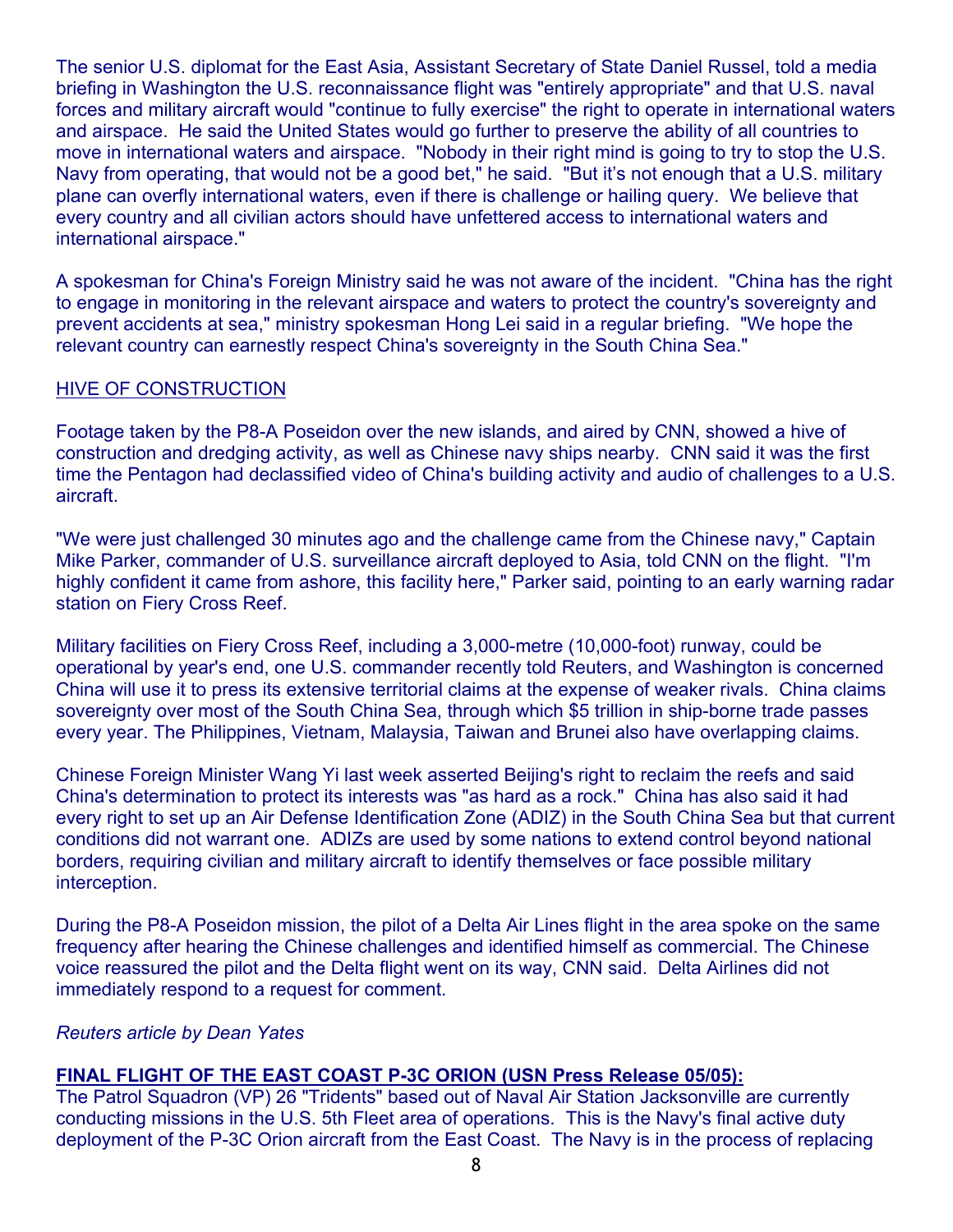The senior U.S. diplomat for the East Asia, Assistant Secretary of State Daniel Russel, told a media briefing in Washington the U.S. reconnaissance flight was "entirely appropriate" and that U.S. naval forces and military aircraft would "continue to fully exercise" the right to operate in international waters and airspace. He said the United States would go further to preserve the ability of all countries to move in international waters and airspace. "Nobody in their right mind is going to try to stop the U.S. Navy from operating, that would not be a good bet," he said. "But it's not enough that a U.S. military plane can overfly international waters, even if there is challenge or hailing query. We believe that every country and all civilian actors should have unfettered access to international waters and international airspace."

A spokesman for China's Foreign Ministry said he was not aware of the incident. "China has the right to engage in monitoring in the relevant airspace and waters to protect the country's sovereignty and prevent accidents at sea," ministry spokesman Hong Lei said in a regular briefing. "We hope the relevant country can earnestly respect China's sovereignty in the South China Sea."

HIVE OF CONSTRUCTION

Footage taken by the P8-A Poseidon over the new islands, and aired by CNN, showed a hive of construction and dredging activity, as well as Chinese navy ships nearby. CNN said it was the first time the Pentagon had declassified video of China's building activity and audio of challenges to a U.S. aircraft.

"We were just challenged 30 minutes ago and the challenge came from the Chinese navy," Captain Mike Parker, commander of U.S. surveillance aircraft deployed to Asia, told CNN on the flight. "I'm highly confident it came from ashore, this facility here," Parker said, pointing to an early warning radar station on Fiery Cross Reef.

Military facilities on Fiery Cross Reef, including a 3,000-metre (10,000-foot) runway, could be operational by year's end, one U.S. commander recently told Reuters, and Washington is concerned China will use it to press its extensive territorial claims at the expense of weaker rivals. China claims sovereignty over most of the South China Sea, through which $5 trillion in ship-borne trade passes every year. The Philippines, Vietnam, Malaysia, Taiwan and Brunei also have overlapping claims.

Chinese Foreign Minister Wang Yi last week asserted Beijing's right to reclaim the reefs and said China's determination to protect its interests was "as hard as a rock." China has also said it had every right to set up an Air Defense Identification Zone (ADIZ) in the South China Sea but that current conditions did not warrant one. ADIZs are used by some nations to extend control beyond national borders, requiring civilian and military aircraft to identify themselves or face possible military interception.

During the P8-A Poseidon mission, the pilot of a Delta Air Lines flight in the area spoke on the same frequency after hearing the Chinese challenges and identified himself as commercial. The Chinese voice reassured the pilot and the Delta flight went on its way, CNN said. Delta Airlines did not immediately respond to a request for comment.

*Reuters article by Dean Yates*

**FINAL FLIGHT OF THE EAST COAST P-3C ORION (USN Press Release 05/05):**

The Patrol Squadron (VP) 26 "Tridents" based out of Naval Air Station Jacksonville are currently conducting missions in the U.S. 5th Fleet area of operations. This is the Navy's final active duty deployment of the P-3C Orion aircraft from the East Coast. The Navy is in the process of replacing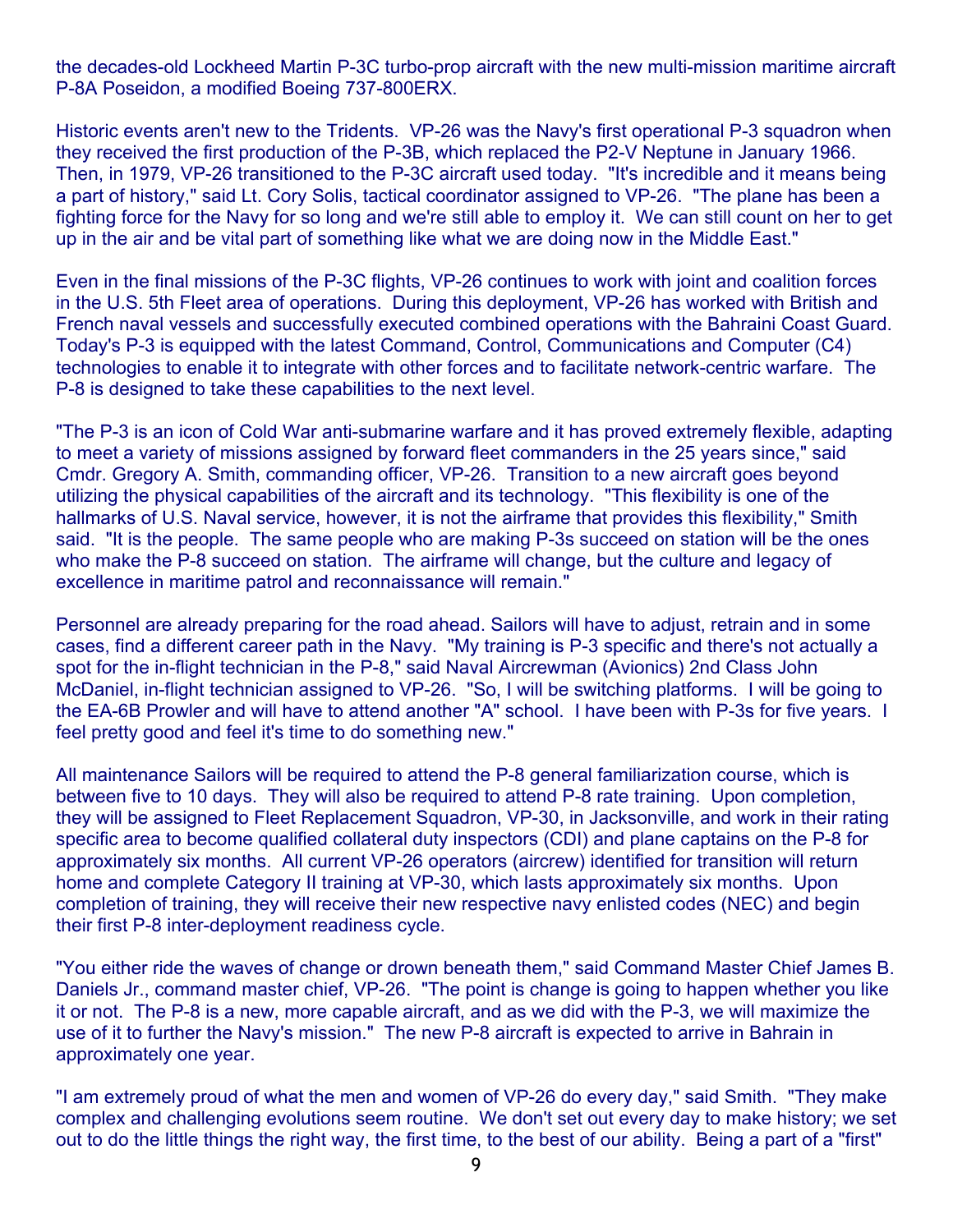the decades-old Lockheed Martin P-3C turbo-prop aircraft with the new multi-mission maritime aircraft P-8A Poseidon, a modified Boeing 737-800ERX.

Historic events aren't new to the Tridents. VP-26 was the Navy's first operational P-3 squadron when they received the first production of the P-3B, which replaced the P2-V Neptune in January 1966. Then, in 1979, VP-26 transitioned to the P-3C aircraft used today. "It's incredible and it means being a part of history," said Lt. Cory Solis, tactical coordinator assigned to VP-26. "The plane has been a fighting force for the Navy for so long and we're still able to employ it. We can still count on her to get up in the air and be vital part of something like what we are doing now in the Middle East."

Even in the final missions of the P-3C flights, VP-26 continues to work with joint and coalition forces in the U.S. 5th Fleet area of operations. During this deployment, VP-26 has worked with British and French naval vessels and successfully executed combined operations with the Bahraini Coast Guard. Today's P-3 is equipped with the latest Command, Control, Communications and Computer (C4) technologies to enable it to integrate with other forces and to facilitate network-centric warfare. The P-8 is designed to take these capabilities to the next level.

"The P-3 is an icon of Cold War anti-submarine warfare and it has proved extremely flexible, adapting to meet a variety of missions assigned by forward fleet commanders in the 25 years since," said Cmdr. Gregory A. Smith, commanding officer, VP-26. Transition to a new aircraft goes beyond utilizing the physical capabilities of the aircraft and its technology. "This flexibility is one of the hallmarks of U.S. Naval service, however, it is not the airframe that provides this flexibility," Smith said. "It is the people. The same people who are making P-3s succeed on station will be the ones who make the P-8 succeed on station. The airframe will change, but the culture and legacy of excellence in maritime patrol and reconnaissance will remain."

Personnel are already preparing for the road ahead. Sailors will have to adjust, retrain and in some cases, find a different career path in the Navy. "My training is P-3 specific and there's not actually a spot for the in-flight technician in the P-8," said Naval Aircrewman (Avionics) 2nd Class John McDaniel, in-flight technician assigned to VP-26. "So, I will be switching platforms. I will be going to the EA-6B Prowler and will have to attend another "A" school. I have been with P-3s for five years. I feel pretty good and feel it's time to do something new."

All maintenance Sailors will be required to attend the P-8 general familiarization course, which is between five to 10 days. They will also be required to attend P-8 rate training. Upon completion, they will be assigned to Fleet Replacement Squadron, VP-30, in Jacksonville, and work in their rating specific area to become qualified collateral duty inspectors (CDI) and plane captains on the P-8 for approximately six months. All current VP-26 operators (aircrew) identified for transition will return home and complete Category II training at VP-30, which lasts approximately six months. Upon completion of training, they will receive their new respective navy enlisted codes (NEC) and begin their first P-8 inter-deployment readiness cycle.

"You either ride the waves of change or drown beneath them," said Command Master Chief James B. Daniels Jr., command master chief, VP-26. "The point is change is going to happen whether you like it or not. The P-8 is a new, more capable aircraft, and as we did with the P-3, we will maximize the use of it to further the Navy's mission." The new P-8 aircraft is expected to arrive in Bahrain in approximately one year.

"I am extremely proud of what the men and women of VP-26 do every day," said Smith. "They make complex and challenging evolutions seem routine. We don't set out every day to make history; we set out to do the little things the right way, the first time, to the best of our ability. Being a part of a "first"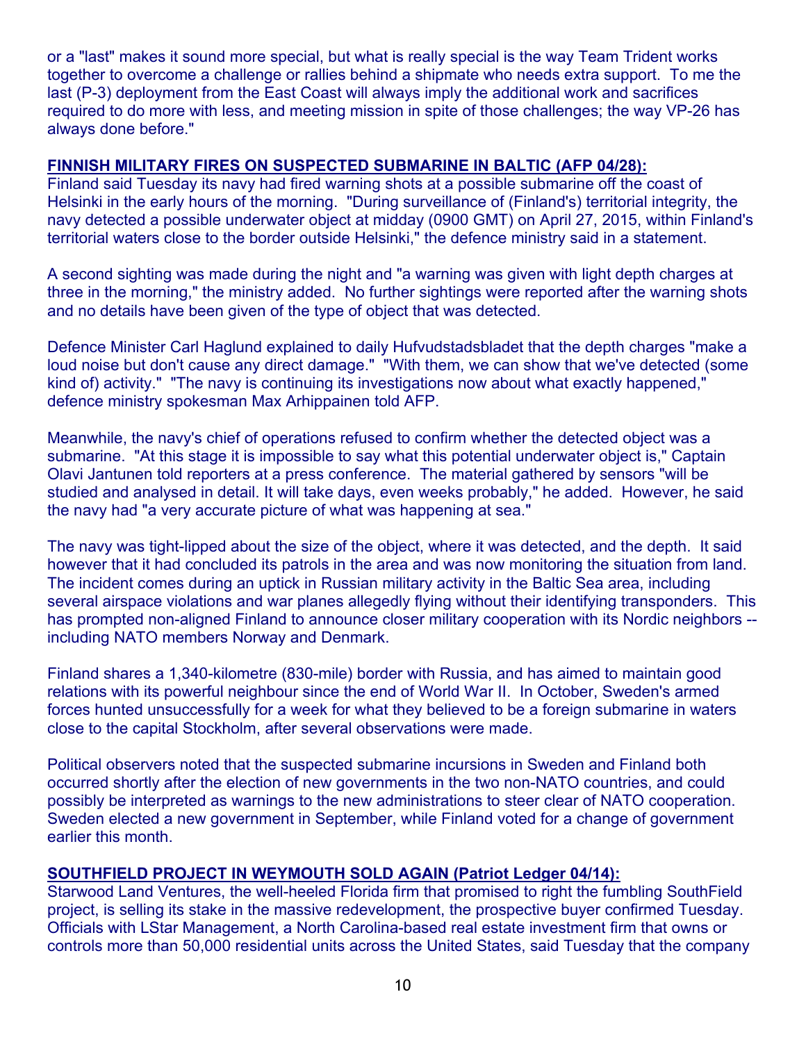or a "last" makes it sound more special, but what is really special is the way Team Trident works together to overcome a challenge or rallies behind a shipmate who needs extra support. To me the last (P-3) deployment from the East Coast will always imply the additional work and sacrifices required to do more with less, and meeting mission in spite of those challenges; the way VP-26 has always done before."

**FINNISH MILITARY FIRES ON SUSPECTED SUBMARINE IN BALTIC (AFP 04/28):**

Finland said Tuesday its navy had fired warning shots at a possible submarine off the coast of Helsinki in the early hours of the morning. "During surveillance of (Finland's) territorial integrity, the navy detected a possible underwater object at midday (0900 GMT) on April 27, 2015, within Finland's territorial waters close to the border outside Helsinki," the defence ministry said in a statement.

A second sighting was made during the night and "a warning was given with light depth charges at three in the morning," the ministry added. No further sightings were reported after the warning shots and no details have been given of the type of object that was detected.

Defence Minister Carl Haglund explained to daily Hufvudstadsbladet that the depth charges "make a loud noise but don't cause any direct damage." "With them, we can show that we've detected (some kind of) activity." "The navy is continuing its investigations now about what exactly happened," defence ministry spokesman Max Arhippainen told AFP.

Meanwhile, the navy's chief of operations refused to confirm whether the detected object was a submarine. "At this stage it is impossible to say what this potential underwater object is," Captain Olavi Jantunen told reporters at a press conference. The material gathered by sensors "will be studied and analysed in detail. It will take days, even weeks probably," he added. However, he said the navy had "a very accurate picture of what was happening at sea."

The navy was tight-lipped about the size of the object, where it was detected, and the depth. It said however that it had concluded its patrols in the area and was now monitoring the situation from land. The incident comes during an uptick in Russian military activity in the Baltic Sea area, including several airspace violations and war planes allegedly flying without their identifying transponders. This has prompted non-aligned Finland to announce closer military cooperation with its Nordic neighbors -- including NATO members Norway and Denmark.

Finland shares a 1,340-kilometre (830-mile) border with Russia, and has aimed to maintain good relations with its powerful neighbour since the end of World War II. In October, Sweden's armed forces hunted unsuccessfully for a week for what they believed to be a foreign submarine in waters close to the capital Stockholm, after several observations were made.

Political observers noted that the suspected submarine incursions in Sweden and Finland both occurred shortly after the election of new governments in the two non-NATO countries, and could possibly be interpreted as warnings to the new administrations to steer clear of NATO cooperation. Sweden elected a new government in September, while Finland voted for a change of government earlier this month.

**SOUTHFIELD PROJECT IN WEYMOUTH SOLD AGAIN (Patriot Ledger 04/14):**

Starwood Land Ventures, the well-heeled Florida firm that promised to right the fumbling SouthField project, is selling its stake in the massive redevelopment, the prospective buyer confirmed Tuesday. Officials with LStar Management, a North Carolina-based real estate investment firm that owns or controls more than 50,000 residential units across the United States, said Tuesday that the company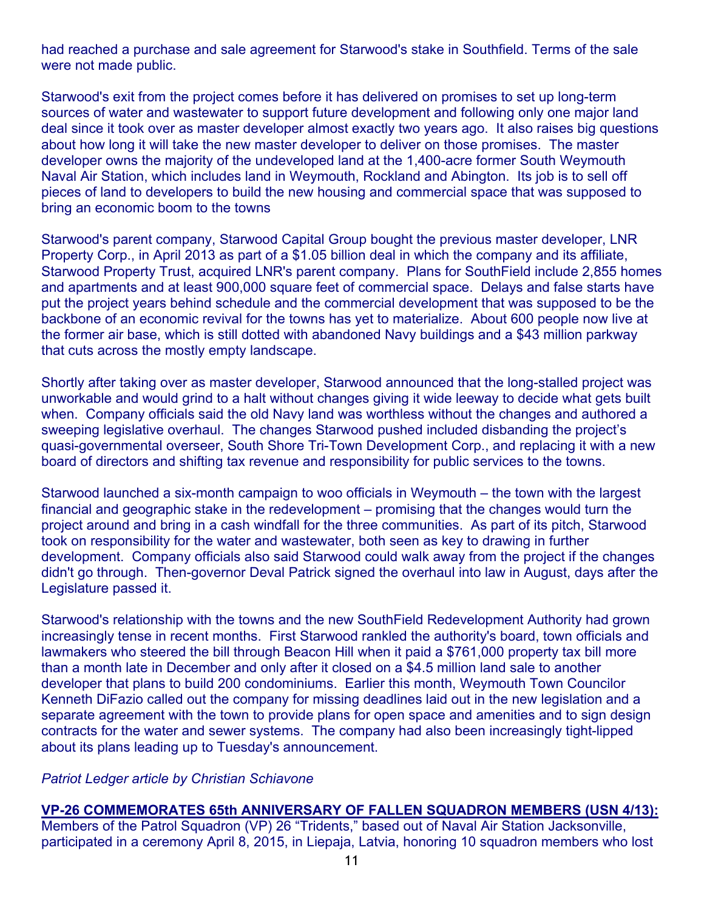had reached a purchase and sale agreement for Starwood's stake in Southfield. Terms of the sale were not made public.

Starwood's exit from the project comes before it has delivered on promises to set up long-term sources of water and wastewater to support future development and following only one major land deal since it took over as master developer almost exactly two years ago. It also raises big questions about how long it will take the new master developer to deliver on those promises. The master developer owns the majority of the undeveloped land at the 1,400-acre former South Weymouth Naval Air Station, which includes land in Weymouth, Rockland and Abington. Its job is to sell off pieces of land to developers to build the new housing and commercial space that was supposed to bring an economic boom to the towns

Starwood's parent company, Starwood Capital Group bought the previous master developer, LNR Property Corp., in April 2013 as part of a $1.05 billion deal in which the company and its affiliate, Starwood Property Trust, acquired LNR's parent company. Plans for SouthField include 2,855 homes and apartments and at least 900,000 square feet of commercial space. Delays and false starts have put the project years behind schedule and the commercial development that was supposed to be the backbone of an economic revival for the towns has yet to materialize. About 600 people now live at the former air base, which is still dotted with abandoned Navy buildings and a $43 million parkway that cuts across the mostly empty landscape.

Shortly after taking over as master developer, Starwood announced that the long-stalled project was unworkable and would grind to a halt without changes giving it wide leeway to decide what gets built when. Company officials said the old Navy land was worthless without the changes and authored a sweeping legislative overhaul. The changes Starwood pushed included disbanding the project's quasi-governmental overseer, South Shore Tri-Town Development Corp., and replacing it with a new board of directors and shifting tax revenue and responsibility for public services to the towns.

Starwood launched a six-month campaign to woo officials in Weymouth – the town with the largest financial and geographic stake in the redevelopment – promising that the changes would turn the project around and bring in a cash windfall for the three communities. As part of its pitch, Starwood took on responsibility for the water and wastewater, both seen as key to drawing in further development. Company officials also said Starwood could walk away from the project if the changes didn't go through. Then-governor Deval Patrick signed the overhaul into law in August, days after the Legislature passed it.

Starwood's relationship with the towns and the new SouthField Redevelopment Authority had grown increasingly tense in recent months. First Starwood rankled the authority's board, town officials and lawmakers who steered the bill through Beacon Hill when it paid a $761,000 property tax bill more than a month late in December and only after it closed on a $4.5 million land sale to another developer that plans to build 200 condominiums. Earlier this month, Weymouth Town Councilor Kenneth DiFazio called out the company for missing deadlines laid out in the new legislation and a separate agreement with the town to provide plans for open space and amenities and to sign design contracts for the water and sewer systems. The company had also been increasingly tight-lipped about its plans leading up to Tuesday's announcement.

*Patriot Ledger article by Christian Schiavone*

**VP-26 COMMEMORATES 65th ANNIVERSARY OF FALLEN SQUADRON MEMBERS (USN 4/13):** Members of the Patrol Squadron (VP) 26 "Tridents," based out of Naval Air Station Jacksonville, participated in a ceremony April 8, 2015, in Liepaja, Latvia, honoring 10 squadron members who lost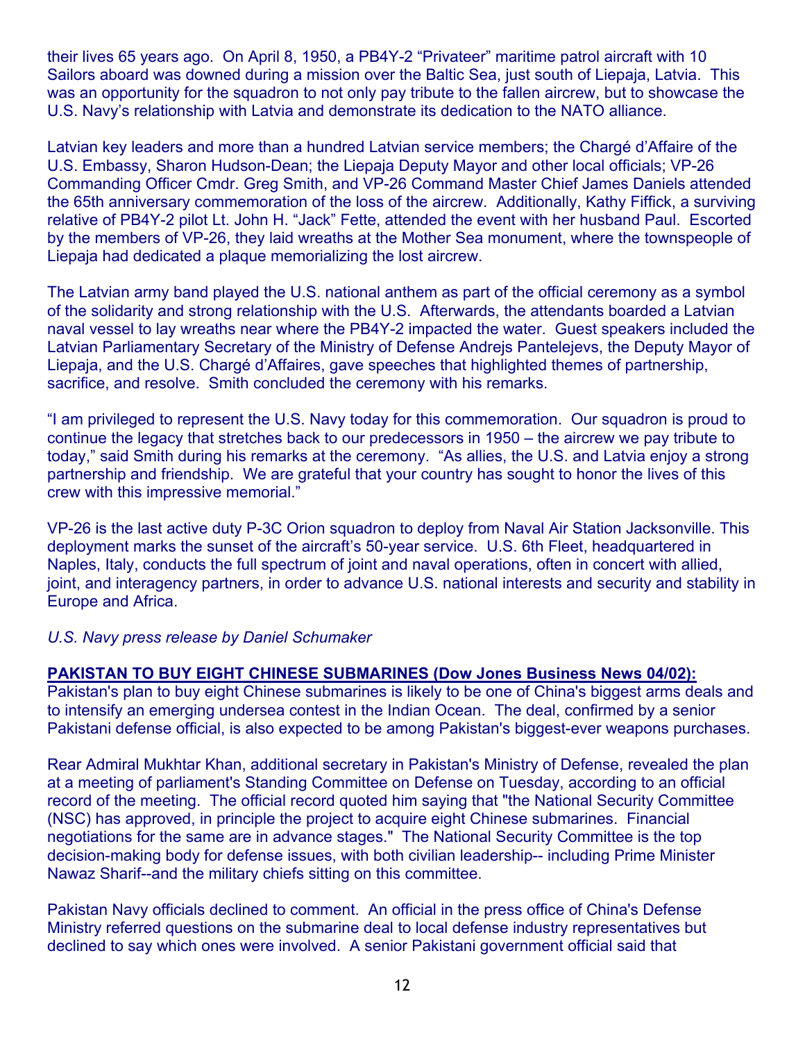their lives 65 years ago. On April 8, 1950, a PB4Y-2 "Privateer" maritime patrol aircraft with 10 Sailors aboard was downed during a mission over the Baltic Sea, just south of Liepaja, Latvia. This was an opportunity for the squadron to not only pay tribute to the fallen aircrew, but to showcase the U.S. Navy's relationship with Latvia and demonstrate its dedication to the NATO alliance.

Latvian key leaders and more than a hundred Latvian service members; the Chargé d'Affaire of the U.S. Embassy, Sharon Hudson-Dean; the Liepaja Deputy Mayor and other local officials; VP-26 Commanding Officer Cmdr. Greg Smith, and VP-26 Command Master Chief James Daniels attended the 65th anniversary commemoration of the loss of the aircrew. Additionally, Kathy Fiffick, a surviving relative of PB4Y-2 pilot Lt. John H. "Jack" Fette, attended the event with her husband Paul. Escorted by the members of VP-26, they laid wreaths at the Mother Sea monument, where the townspeople of Liepaja had dedicated a plaque memorializing the lost aircrew.

The Latvian army band played the U.S. national anthem as part of the official ceremony as a symbol of the solidarity and strong relationship with the U.S. Afterwards, the attendants boarded a Latvian naval vessel to lay wreaths near where the PB4Y-2 impacted the water. Guest speakers included the Latvian Parliamentary Secretary of the Ministry of Defense Andrejs Pantelejevs, the Deputy Mayor of Liepaja, and the U.S. Chargé d'Affaires, gave speeches that highlighted themes of partnership, sacrifice, and resolve. Smith concluded the ceremony with his remarks.

"I am privileged to represent the U.S. Navy today for this commemoration. Our squadron is proud to continue the legacy that stretches back to our predecessors in 1950 – the aircrew we pay tribute to today," said Smith during his remarks at the ceremony. "As allies, the U.S. and Latvia enjoy a strong partnership and friendship. We are grateful that your country has sought to honor the lives of this crew with this impressive memorial."

VP-26 is the last active duty P-3C Orion squadron to deploy from Naval Air Station Jacksonville. This deployment marks the sunset of the aircraft's 50-year service. U.S. 6th Fleet, headquartered in Naples, Italy, conducts the full spectrum of joint and naval operations, often in concert with allied, joint, and interagency partners, in order to advance U.S. national interests and security and stability in Europe and Africa.

*U.S. Navy press release by Daniel Schumaker*

**PAKISTAN TO BUY EIGHT CHINESE SUBMARINES (Dow Jones Business News 04/02):**
Pakistan's plan to buy eight Chinese submarines is likely to be one of China's biggest arms deals and to intensify an emerging undersea contest in the Indian Ocean. The deal, confirmed by a senior Pakistani defense official, is also expected to be among Pakistan's biggest-ever weapons purchases.

Rear Admiral Mukhtar Khan, additional secretary in Pakistan's Ministry of Defense, revealed the plan at a meeting of parliament's Standing Committee on Defense on Tuesday, according to an official record of the meeting. The official record quoted him saying that "the National Security Committee (NSC) has approved, in principle the project to acquire eight Chinese submarines. Financial negotiations for the same are in advance stages." The National Security Committee is the top decision-making body for defense issues, with both civilian leadership-- including Prime Minister Nawaz Sharif--and the military chiefs sitting on this committee.

Pakistan Navy officials declined to comment. An official in the press office of China's Defense Ministry referred questions on the submarine deal to local defense industry representatives but declined to say which ones were involved. A senior Pakistani government official said that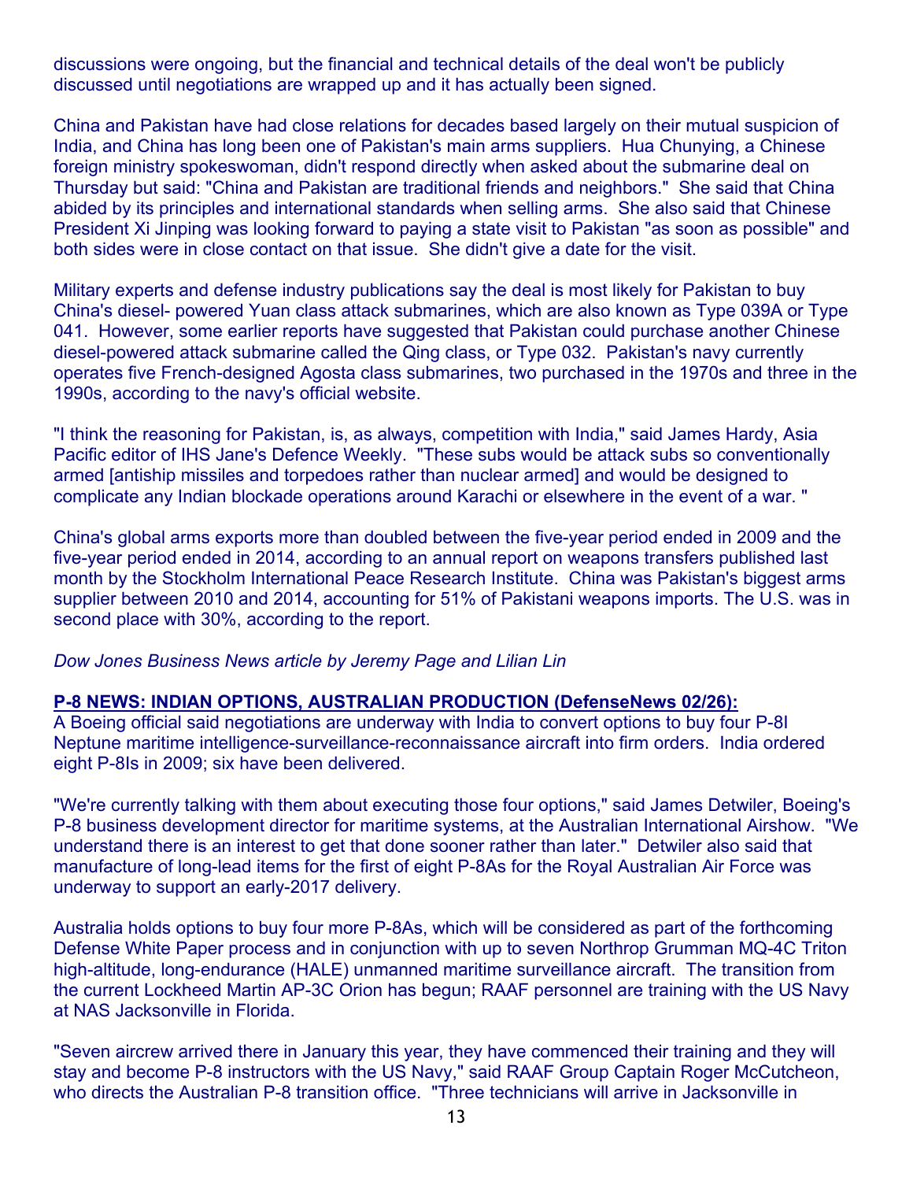discussions were ongoing, but the financial and technical details of the deal won't be publicly discussed until negotiations are wrapped up and it has actually been signed.

China and Pakistan have had close relations for decades based largely on their mutual suspicion of India, and China has long been one of Pakistan's main arms suppliers. Hua Chunying, a Chinese foreign ministry spokeswoman, didn't respond directly when asked about the submarine deal on Thursday but said: "China and Pakistan are traditional friends and neighbors." She said that China abided by its principles and international standards when selling arms. She also said that Chinese President Xi Jinping was looking forward to paying a state visit to Pakistan "as soon as possible" and both sides were in close contact on that issue. She didn't give a date for the visit.

Military experts and defense industry publications say the deal is most likely for Pakistan to buy China's diesel- powered Yuan class attack submarines, which are also known as Type 039A or Type 041. However, some earlier reports have suggested that Pakistan could purchase another Chinese diesel-powered attack submarine called the Qing class, or Type 032. Pakistan's navy currently operates five French-designed Agosta class submarines, two purchased in the 1970s and three in the 1990s, according to the navy's official website.

"I think the reasoning for Pakistan, is, as always, competition with India," said James Hardy, Asia Pacific editor of IHS Jane's Defence Weekly. "These subs would be attack subs so conventionally armed [antiship missiles and torpedoes rather than nuclear armed] and would be designed to complicate any Indian blockade operations around Karachi or elsewhere in the event of a war. "

China's global arms exports more than doubled between the five-year period ended in 2009 and the five-year period ended in 2014, according to an annual report on weapons transfers published last month by the Stockholm International Peace Research Institute. China was Pakistan's biggest arms supplier between 2010 and 2014, accounting for 51% of Pakistani weapons imports. The U.S. was in second place with 30%, according to the report.

*Dow Jones Business News article by Jeremy Page and Lilian Lin*

**P-8 NEWS: INDIAN OPTIONS, AUSTRALIAN PRODUCTION (DefenseNews 02/26):**

A Boeing official said negotiations are underway with India to convert options to buy four P-8I Neptune maritime intelligence-surveillance-reconnaissance aircraft into firm orders. India ordered eight P-8Is in 2009; six have been delivered.

"We're currently talking with them about executing those four options," said James Detwiler, Boeing's P-8 business development director for maritime systems, at the Australian International Airshow. "We understand there is an interest to get that done sooner rather than later." Detwiler also said that manufacture of long-lead items for the first of eight P-8As for the Royal Australian Air Force was underway to support an early-2017 delivery.

Australia holds options to buy four more P-8As, which will be considered as part of the forthcoming Defense White Paper process and in conjunction with up to seven Northrop Grumman MQ-4C Triton high-altitude, long-endurance (HALE) unmanned maritime surveillance aircraft. The transition from the current Lockheed Martin AP-3C Orion has begun; RAAF personnel are training with the US Navy at NAS Jacksonville in Florida.

"Seven aircrew arrived there in January this year, they have commenced their training and they will stay and become P-8 instructors with the US Navy," said RAAF Group Captain Roger McCutcheon, who directs the Australian P-8 transition office. "Three technicians will arrive in Jacksonville in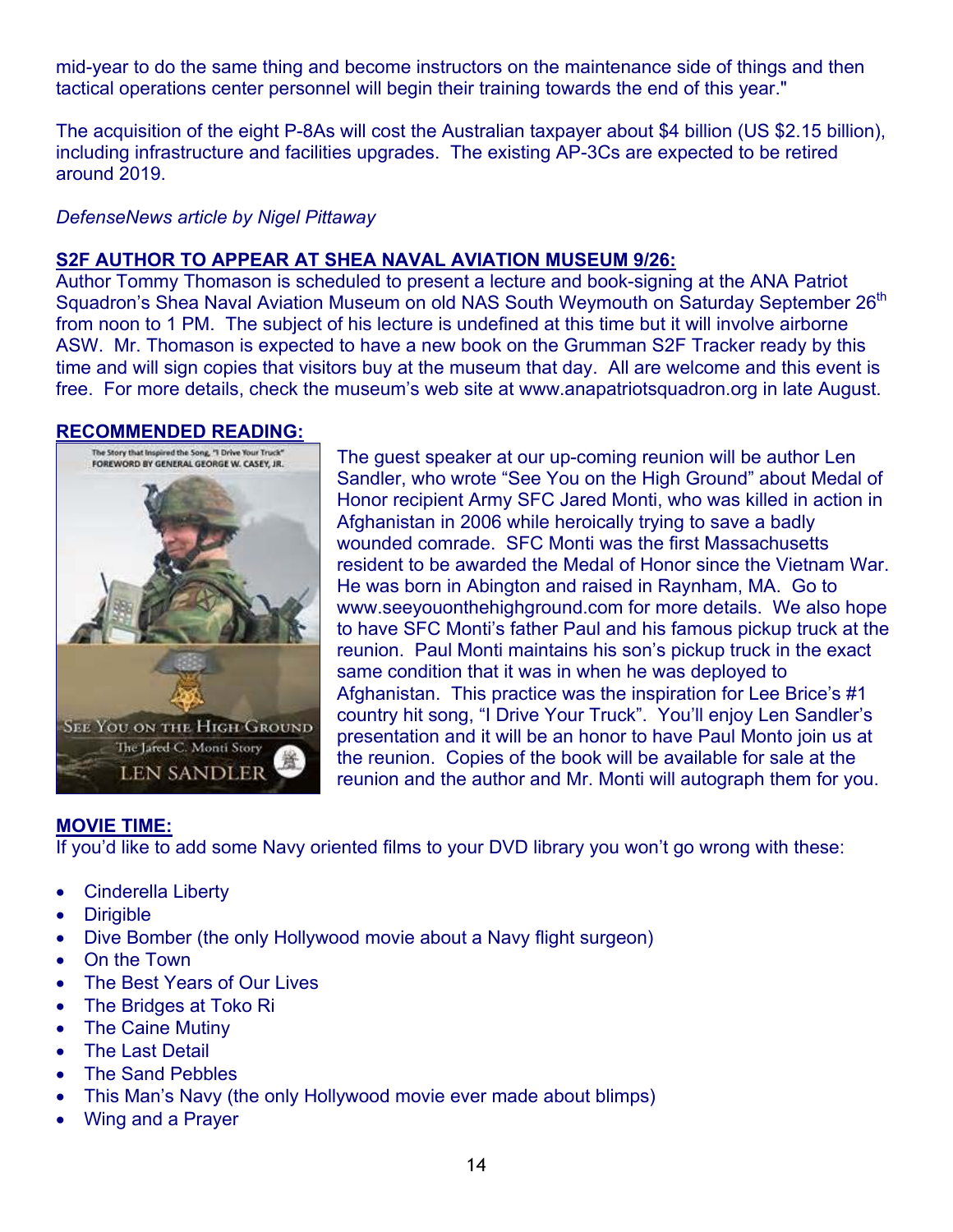mid-year to do the same thing and become instructors on the maintenance side of things and then tactical operations center personnel will begin their training towards the end of this year."

The acquisition of the eight P-8As will cost the Australian taxpayer about $4 billion (US $2.15 billion), including infrastructure and facilities upgrades. The existing AP-3Cs are expected to be retired around 2019.

*DefenseNews article by Nigel Pittaway*

## S2F AUTHOR TO APPEAR AT SHEA NAVAL AVIATION MUSEUM 9/26:

Author Tommy Thomason is scheduled to present a lecture and book-signing at the ANA Patriot Squadron's Shea Naval Aviation Museum on old NAS South Weymouth on Saturday September 26th from noon to 1 PM. The subject of his lecture is undefined at this time but it will involve airborne ASW. Mr. Thomason is expected to have a new book on the Grumman S2F Tracker ready by this time and will sign copies that visitors buy at the museum that day. All are welcome and this event is free. For more details, check the museum's web site at www.anapatriotsquadron.org in late August.

## RECOMMENDED READING:

The guest speaker at our up-coming reunion will be author Len Sandler, who wrote "See You on the High Ground" about Medal of Honor recipient Army SFC Jared Monti, who was killed in action in Afghanistan in 2006 while heroically trying to save a badly wounded comrade. SFC Monti was the first Massachusetts resident to be awarded the Medal of Honor since the Vietnam War. He was born in Abington and raised in Raynham, MA. Go to www.seeyouonthehighground.com for more details. We also hope to have SFC Monti's father Paul and his famous pickup truck at the reunion. Paul Monti maintains his son's pickup truck in the exact same condition that it was in when he was deployed to Afghanistan. This practice was the inspiration for Lee Brice's #1 country hit song, "I Drive Your Truck". You'll enjoy Len Sandler's presentation and it will be an honor to have Paul Monto join us at the reunion. Copies of the book will be available for sale at the reunion and the author and Mr. Monti will autograph them for you.

## MOVIE TIME:

If you'd like to add some Navy oriented films to your DVD library you won't go wrong with these:

- Cinderella Liberty
- Dirigible
- Dive Bomber (the only Hollywood movie about a Navy flight surgeon)
- On the Town
- The Best Years of Our Lives
- The Bridges at Toko Ri
- The Caine Mutiny
- The Last Detail
- The Sand Pebbles
- This Man's Navy (the only Hollywood movie ever made about blimps)
- Wing and a Prayer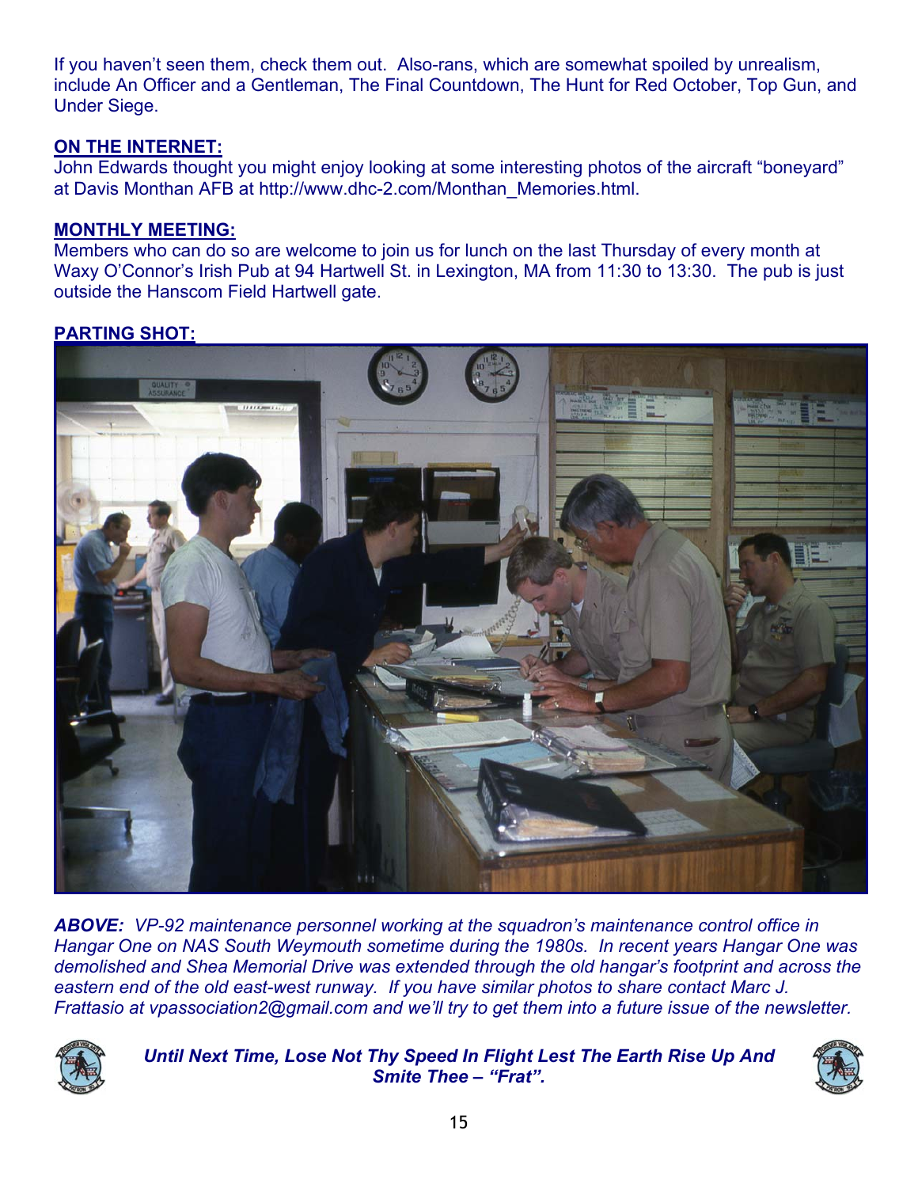If you haven't seen them, check them out. Also-rans, which are somewhat spoiled by unrealism, include An Officer and a Gentleman, The Final Countdown, The Hunt for Red October, Top Gun, and Under Siege.

**ON THE INTERNET:**

John Edwards thought you might enjoy looking at some interesting photos of the aircraft "boneyard" at Davis Monthan AFB at http://www.dhc-2.com/Monthan_Memories.html.

**MONTHLY MEETING:**

Members who can do so are welcome to join us for lunch on the last Thursday of every month at Waxy O'Connor's Irish Pub at 94 Hartwell St. in Lexington, MA from 11:30 to 13:30. The pub is just outside the Hanscom Field Hartwell gate.

**PARTING SHOT:**

***ABOVE:*** *VP-92 maintenance personnel working at the squadron's maintenance control office in Hangar One on NAS South Weymouth sometime during the 1980s. In recent years Hangar One was demolished and Shea Memorial Drive was extended through the old hangar's footprint and across the eastern end of the old east-west runway. If you have similar photos to share contact Marc J. Frattasio at vpassociation2@gmail.com and we'll try to get them into a future issue of the newsletter.*

***Until Next Time, Lose Not Thy Speed In Flight Lest The Earth Rise Up And Smite Thee – "Frat".***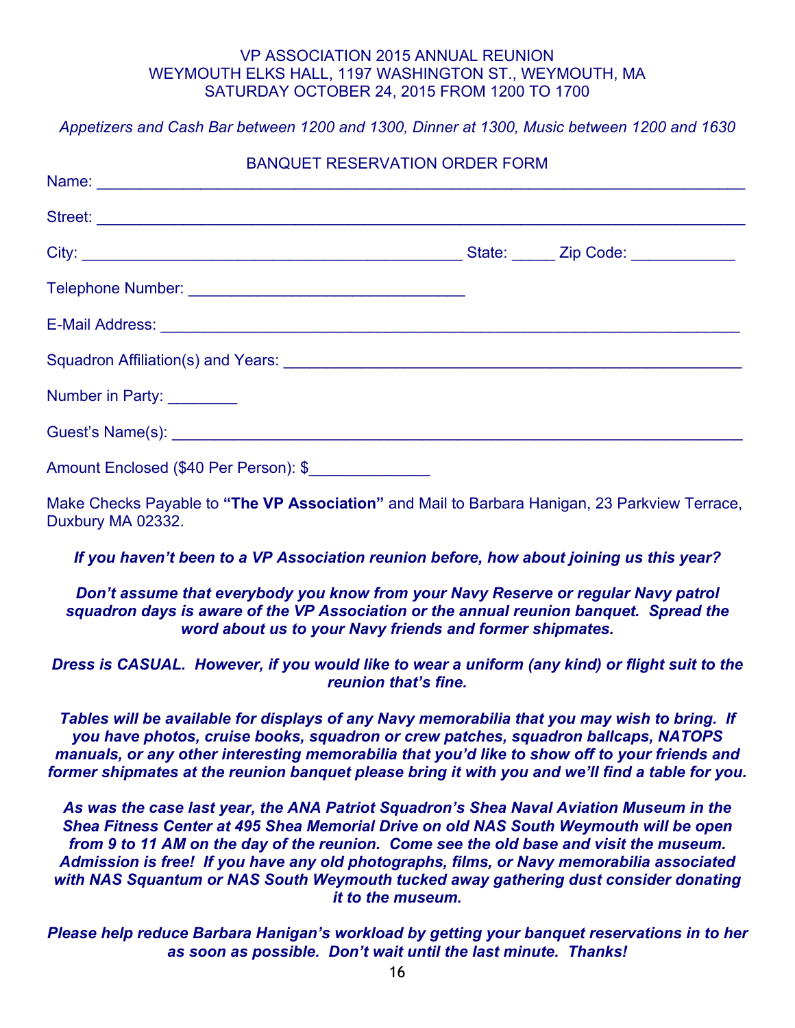VP ASSOCIATION 2015 ANNUAL REUNION
WEYMOUTH ELKS HALL, 1197 WASHINGTON ST., WEYMOUTH, MA
SATURDAY OCTOBER 24, 2015 FROM 1200 TO 1700

*Appetizers and Cash Bar between 1200 and 1300, Dinner at 1300, Music between 1200 and 1630*

BANQUET RESERVATION ORDER FORM

Name: ______________________________________________________________________

Street: ______________________________________________________________________

City: ________________________________________ State: _____ Zip Code: ____________

Telephone Number: ________________________________

E-Mail Address: ______________________________________________________________

Squadron Affiliation(s) and Years: ____________________________________________

Number in Party: ________

Guest's Name(s): ______________________________________________________________

Amount Enclosed ($40 Per Person): $_____________

Make Checks Payable to **"The VP Association"** and Mail to Barbara Hanigan, 23 Parkview Terrace, Duxbury MA 02332.

***If you haven't been to a VP Association reunion before, how about joining us this year?***

***Don't assume that everybody you know from your Navy Reserve or regular Navy patrol squadron days is aware of the VP Association or the annual reunion banquet. Spread the word about us to your Navy friends and former shipmates.***

***Dress is CASUAL. However, if you would like to wear a uniform (any kind) or flight suit to the reunion that's fine.***

***Tables will be available for displays of any Navy memorabilia that you may wish to bring. If you have photos, cruise books, squadron or crew patches, squadron ballcaps, NATOPS manuals, or any other interesting memorabilia that you'd like to show off to your friends and former shipmates at the reunion banquet please bring it with you and we'll find a table for you.***

***As was the case last year, the ANA Patriot Squadron's Shea Naval Aviation Museum in the Shea Fitness Center at 495 Shea Memorial Drive on old NAS South Weymouth will be open from 9 to 11 AM on the day of the reunion. Come see the old base and visit the museum. Admission is free! If you have any old photographs, films, or Navy memorabilia associated with NAS Squantum or NAS South Weymouth tucked away gathering dust consider donating it to the museum.***

***Please help reduce Barbara Hanigan's workload by getting your banquet reservations in to her as soon as possible. Don't wait until the last minute. Thanks!***